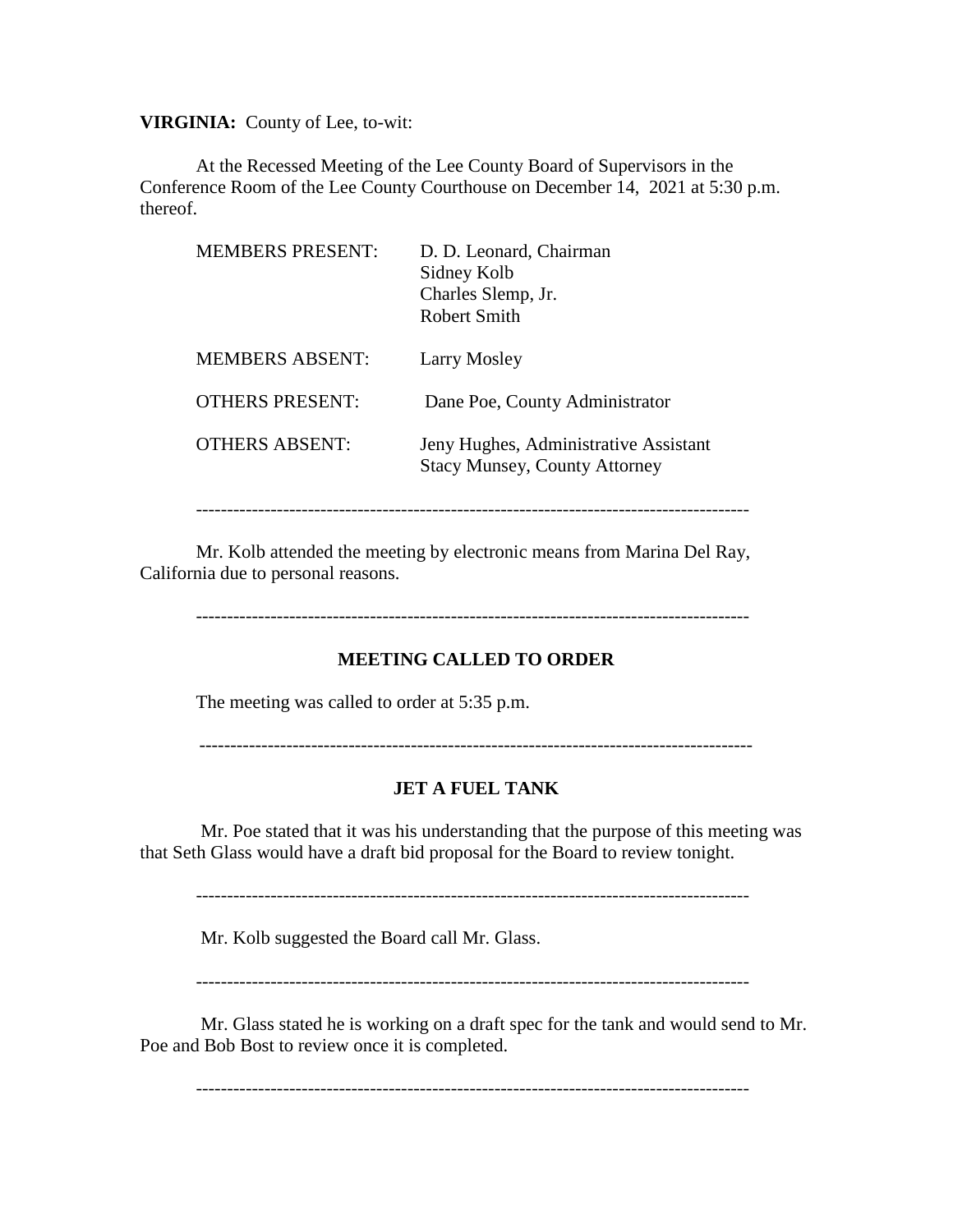**VIRGINIA:** County of Lee, to-wit:

At the Recessed Meeting of the Lee County Board of Supervisors in the Conference Room of the Lee County Courthouse on December 14, 2021 at 5:30 p.m. thereof.

| | |
|---|---|
| MEMBERS PRESENT: | D. D. Leonard, Chairman<br>Sidney Kolb<br>Charles Slemp, Jr.<br>Robert Smith |
| MEMBERS ABSENT: | Larry Mosley |
| OTHERS PRESENT: | Dane Poe, County Administrator |
| OTHERS ABSENT: | Jeny Hughes, Administrative Assistant<br>Stacy Munsey, County Attorney |

---

Mr. Kolb attended the meeting by electronic means from Marina Del Ray, California due to personal reasons.

---

**MEETING CALLED TO ORDER**

The meeting was called to order at 5:35 p.m.

---

**JET A FUEL TANK**

Mr. Poe stated that it was his understanding that the purpose of this meeting was that Seth Glass would have a draft bid proposal for the Board to review tonight.

---

Mr. Kolb suggested the Board call Mr. Glass.

---

Mr. Glass stated he is working on a draft spec for the tank and would send to Mr. Poe and Bob Bost to review once it is completed.

---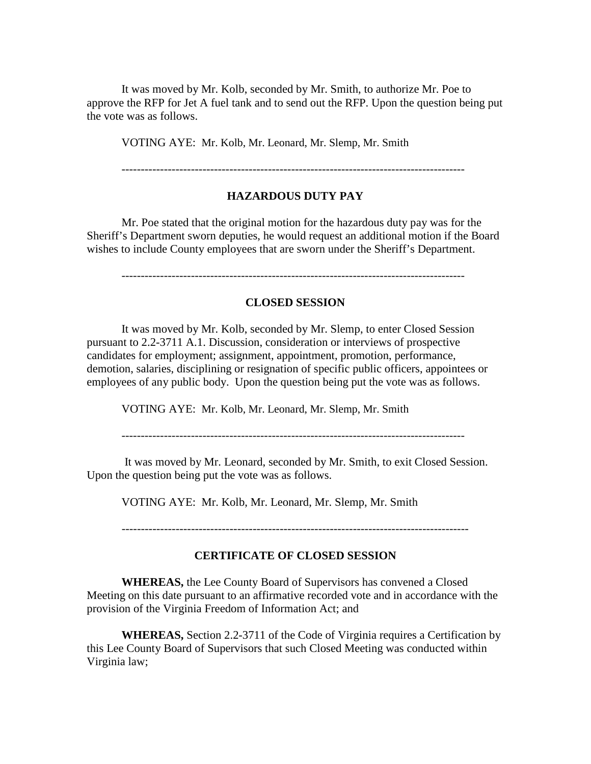It was moved by Mr. Kolb, seconded by Mr. Smith, to authorize Mr. Poe to approve the RFP for Jet A fuel tank and to send out the RFP. Upon the question being put the vote was as follows.

VOTING AYE: Mr. Kolb, Mr. Leonard, Mr. Slemp, Mr. Smith

---

**HAZARDOUS DUTY PAY**

Mr. Poe stated that the original motion for the hazardous duty pay was for the Sheriff's Department sworn deputies, he would request an additional motion if the Board wishes to include County employees that are sworn under the Sheriff's Department.

---

**CLOSED SESSION**

It was moved by Mr. Kolb, seconded by Mr. Slemp, to enter Closed Session pursuant to 2.2-3711 A.1. Discussion, consideration or interviews of prospective candidates for employment; assignment, appointment, promotion, performance, demotion, salaries, disciplining or resignation of specific public officers, appointees or employees of any public body. Upon the question being put the vote was as follows.

VOTING AYE: Mr. Kolb, Mr. Leonard, Mr. Slemp, Mr. Smith

---

It was moved by Mr. Leonard, seconded by Mr. Smith, to exit Closed Session. Upon the question being put the vote was as follows.

VOTING AYE: Mr. Kolb, Mr. Leonard, Mr. Slemp, Mr. Smith

---

**CERTIFICATE OF CLOSED SESSION**

**WHEREAS,** the Lee County Board of Supervisors has convened a Closed Meeting on this date pursuant to an affirmative recorded vote and in accordance with the provision of the Virginia Freedom of Information Act; and

**WHEREAS,** Section 2.2-3711 of the Code of Virginia requires a Certification by this Lee County Board of Supervisors that such Closed Meeting was conducted within Virginia law;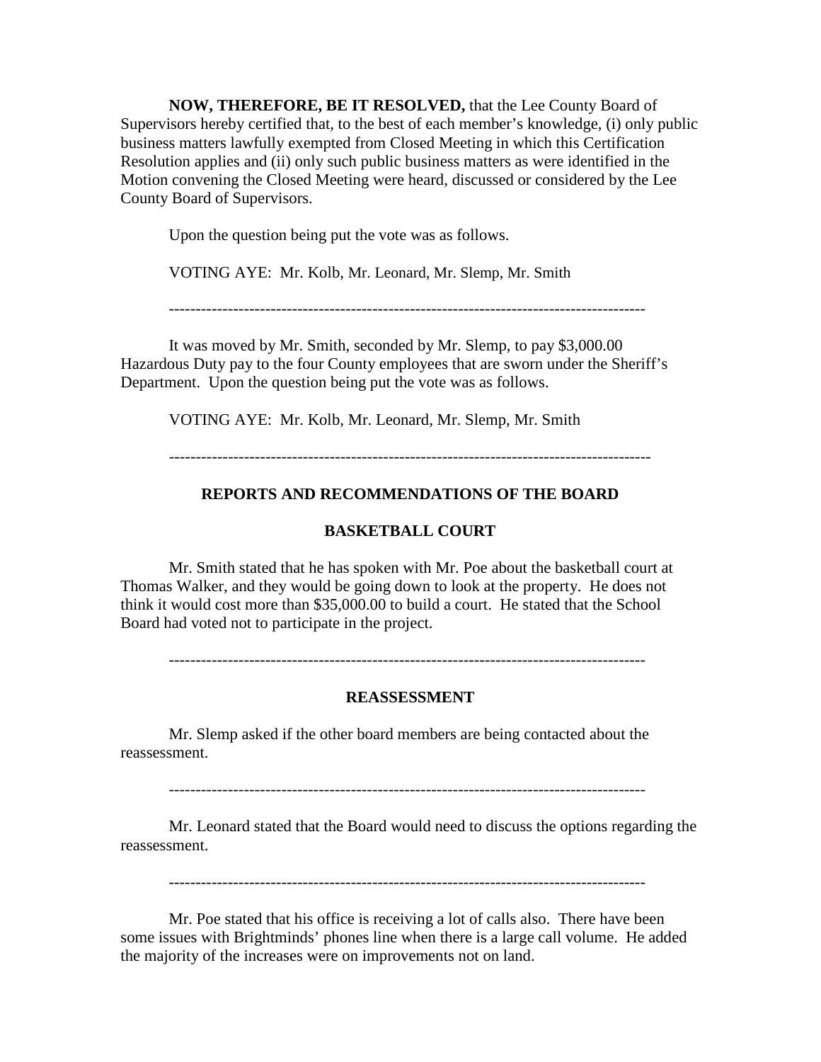**NOW, THEREFORE, BE IT RESOLVED,** that the Lee County Board of Supervisors hereby certified that, to the best of each member's knowledge, (i) only public business matters lawfully exempted from Closed Meeting in which this Certification Resolution applies and (ii) only such public business matters as were identified in the Motion convening the Closed Meeting were heard, discussed or considered by the Lee County Board of Supervisors.

Upon the question being put the vote was as follows.

VOTING AYE: Mr. Kolb, Mr. Leonard, Mr. Slemp, Mr. Smith

---

It was moved by Mr. Smith, seconded by Mr. Slemp, to pay $3,000.00 Hazardous Duty pay to the four County employees that are sworn under the Sheriff's Department. Upon the question being put the vote was as follows.

VOTING AYE: Mr. Kolb, Mr. Leonard, Mr. Slemp, Mr. Smith

---

## REPORTS AND RECOMMENDATIONS OF THE BOARD

### BASKETBALL COURT

Mr. Smith stated that he has spoken with Mr. Poe about the basketball court at Thomas Walker, and they would be going down to look at the property. He does not think it would cost more than $35,000.00 to build a court. He stated that the School Board had voted not to participate in the project.

---

### REASSESSMENT

Mr. Slemp asked if the other board members are being contacted about the reassessment.

---

Mr. Leonard stated that the Board would need to discuss the options regarding the reassessment.

---

Mr. Poe stated that his office is receiving a lot of calls also. There have been some issues with Brightminds' phones line when there is a large call volume. He added the majority of the increases were on improvements not on land.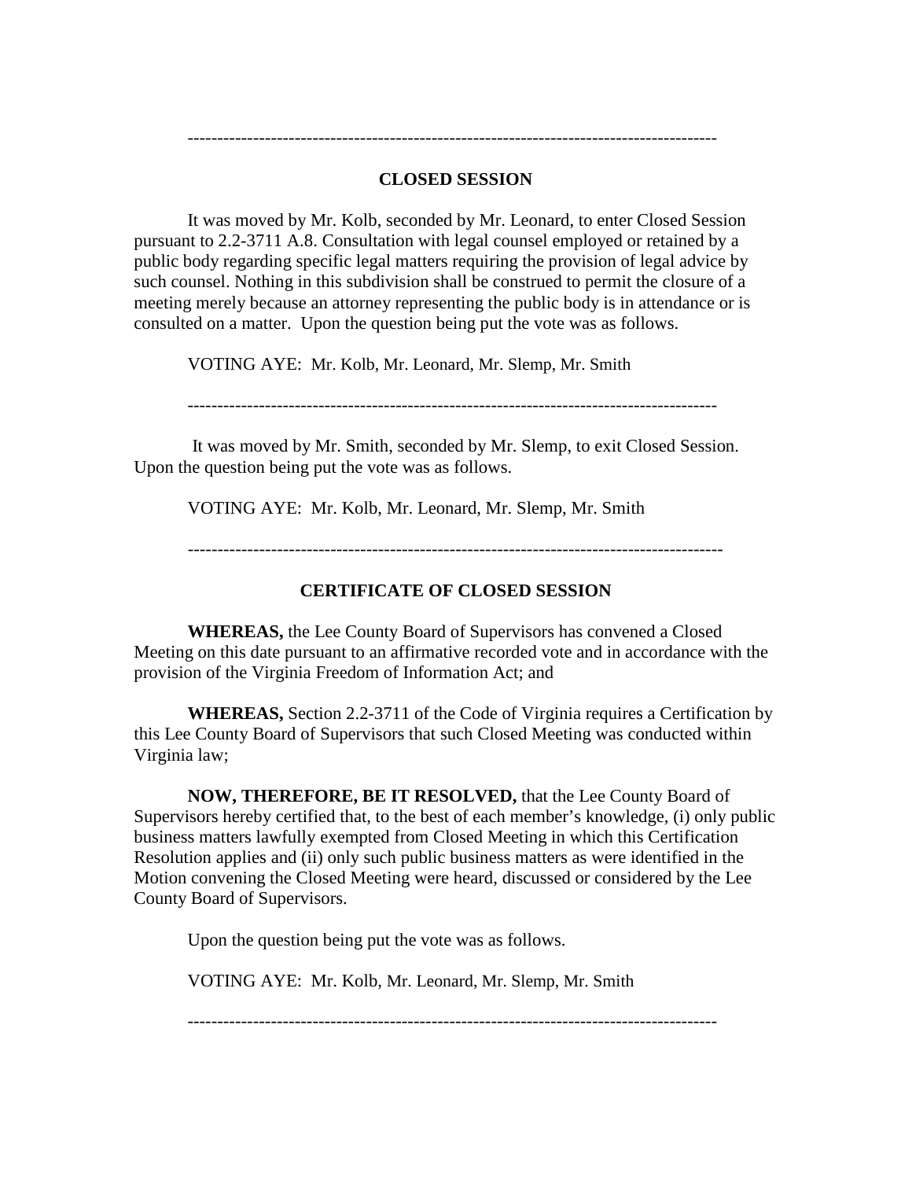---

## CLOSED SESSION

It was moved by Mr. Kolb, seconded by Mr. Leonard, to enter Closed Session pursuant to 2.2-3711 A.8. Consultation with legal counsel employed or retained by a public body regarding specific legal matters requiring the provision of legal advice by such counsel. Nothing in this subdivision shall be construed to permit the closure of a meeting merely because an attorney representing the public body is in attendance or is consulted on a matter. Upon the question being put the vote was as follows.

VOTING AYE: Mr. Kolb, Mr. Leonard, Mr. Slemp, Mr. Smith

---

It was moved by Mr. Smith, seconded by Mr. Slemp, to exit Closed Session. Upon the question being put the vote was as follows.

VOTING AYE: Mr. Kolb, Mr. Leonard, Mr. Slemp, Mr. Smith

---

## CERTIFICATE OF CLOSED SESSION

**WHEREAS,** the Lee County Board of Supervisors has convened a Closed Meeting on this date pursuant to an affirmative recorded vote and in accordance with the provision of the Virginia Freedom of Information Act; and

**WHEREAS,** Section 2.2-3711 of the Code of Virginia requires a Certification by this Lee County Board of Supervisors that such Closed Meeting was conducted within Virginia law;

**NOW, THEREFORE, BE IT RESOLVED,** that the Lee County Board of Supervisors hereby certified that, to the best of each member's knowledge, (i) only public business matters lawfully exempted from Closed Meeting in which this Certification Resolution applies and (ii) only such public business matters as were identified in the Motion convening the Closed Meeting were heard, discussed or considered by the Lee County Board of Supervisors.

Upon the question being put the vote was as follows.

VOTING AYE: Mr. Kolb, Mr. Leonard, Mr. Slemp, Mr. Smith

---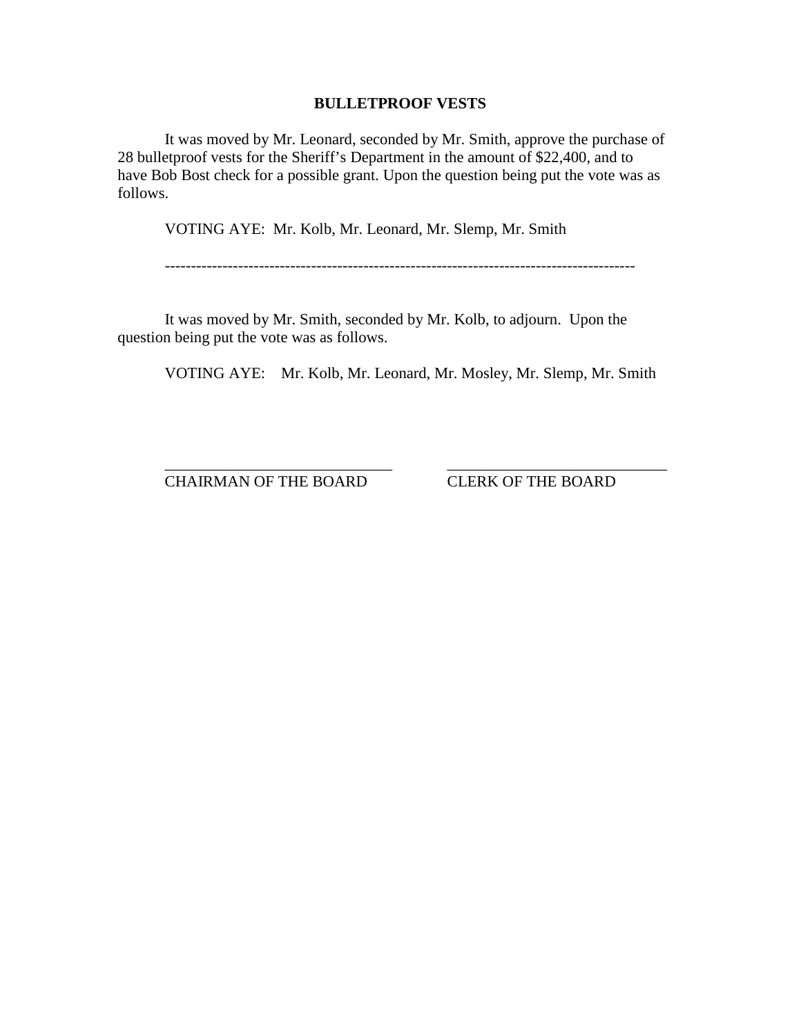**BULLETPROOF VESTS**

It was moved by Mr. Leonard, seconded by Mr. Smith, approve the purchase of 28 bulletproof vests for the Sheriff's Department in the amount of $22,400, and to have Bob Bost check for a possible grant. Upon the question being put the vote was as follows.

VOTING AYE: Mr. Kolb, Mr. Leonard, Mr. Slemp, Mr. Smith

---

It was moved by Mr. Smith, seconded by Mr. Kolb, to adjourn. Upon the question being put the vote was as follows.

VOTING AYE: Mr. Kolb, Mr. Leonard, Mr. Mosley, Mr. Slemp, Mr. Smith

_____________________________ _____________________________

CHAIRMAN OF THE BOARD CLERK OF THE BOARD